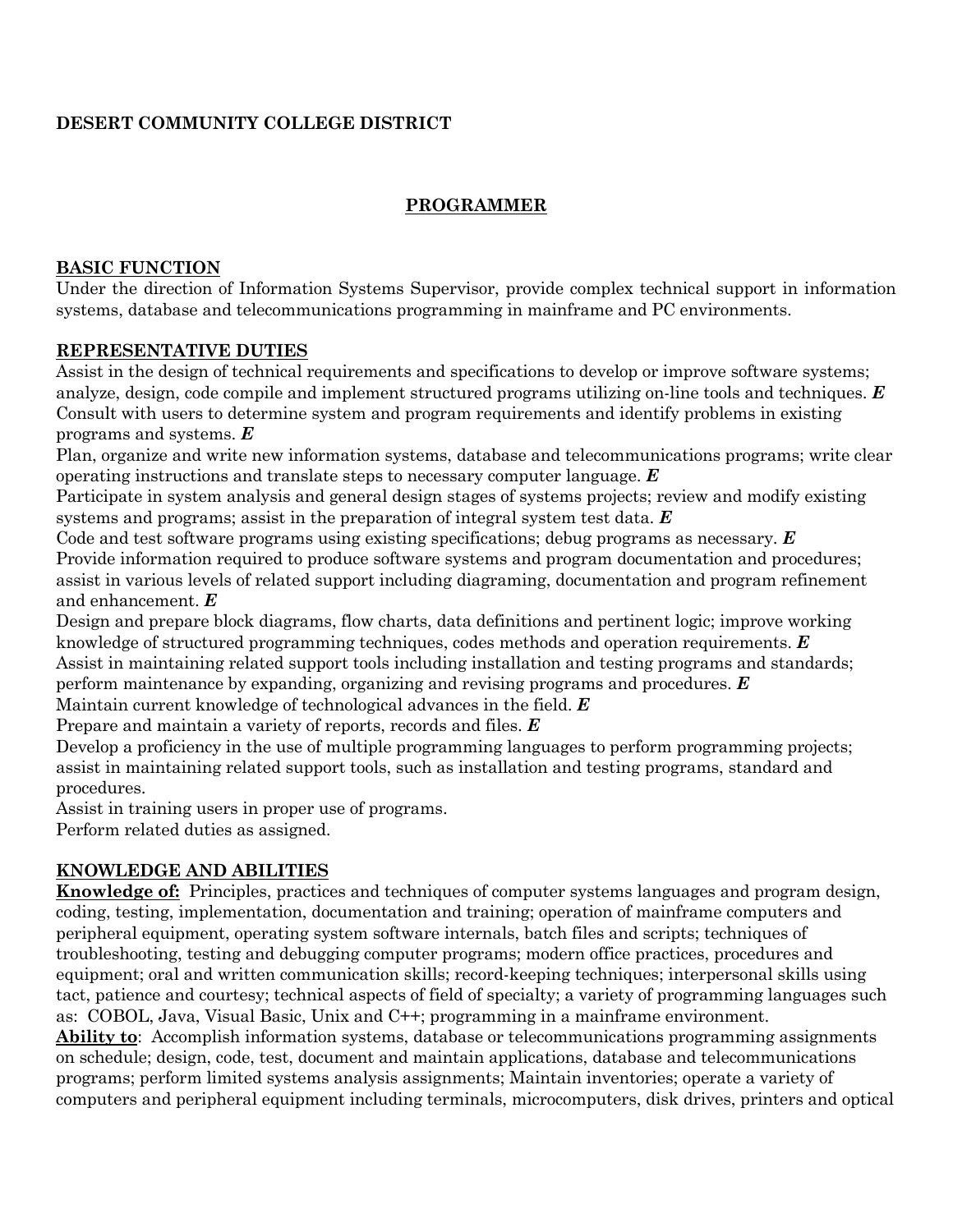**DESERT COMMUNITY COLLEGE DISTRICT**

# PROGRAMMER

## BASIC FUNCTION

Under the direction of Information Systems Supervisor, provide complex technical support in information systems, database and telecommunications programming in mainframe and PC environments.

## REPRESENTATIVE DUTIES

Assist in the design of technical requirements and specifications to develop or improve software systems; analyze, design, code compile and implement structured programs utilizing on-line tools and techniques. ***E***
Consult with users to determine system and program requirements and identify problems in existing programs and systems. ***E***
Plan, organize and write new information systems, database and telecommunications programs; write clear operating instructions and translate steps to necessary computer language. ***E***
Participate in system analysis and general design stages of systems projects; review and modify existing systems and programs; assist in the preparation of integral system test data. ***E***
Code and test software programs using existing specifications; debug programs as necessary. ***E***
Provide information required to produce software systems and program documentation and procedures; assist in various levels of related support including diagraming, documentation and program refinement and enhancement. ***E***
Design and prepare block diagrams, flow charts, data definitions and pertinent logic; improve working knowledge of structured programming techniques, codes methods and operation requirements. ***E***
Assist in maintaining related support tools including installation and testing programs and standards; perform maintenance by expanding, organizing and revising programs and procedures. ***E***
Maintain current knowledge of technological advances in the field. ***E***
Prepare and maintain a variety of reports, records and files. ***E***
Develop a proficiency in the use of multiple programming languages to perform programming projects; assist in maintaining related support tools, such as installation and testing programs, standard and procedures.
Assist in training users in proper use of programs.
Perform related duties as assigned.

## KNOWLEDGE AND ABILITIES

**Knowledge of:** Principles, practices and techniques of computer systems languages and program design, coding, testing, implementation, documentation and training; operation of mainframe computers and peripheral equipment, operating system software internals, batch files and scripts; techniques of troubleshooting, testing and debugging computer programs; modern office practices, procedures and equipment; oral and written communication skills; record-keeping techniques; interpersonal skills using tact, patience and courtesy; technical aspects of field of specialty; a variety of programming languages such as: COBOL, Java, Visual Basic, Unix and C++; programming in a mainframe environment.
**Ability to**: Accomplish information systems, database or telecommunications programming assignments on schedule; design, code, test, document and maintain applications, database and telecommunications programs; perform limited systems analysis assignments; Maintain inventories; operate a variety of computers and peripheral equipment including terminals, microcomputers, disk drives, printers and optical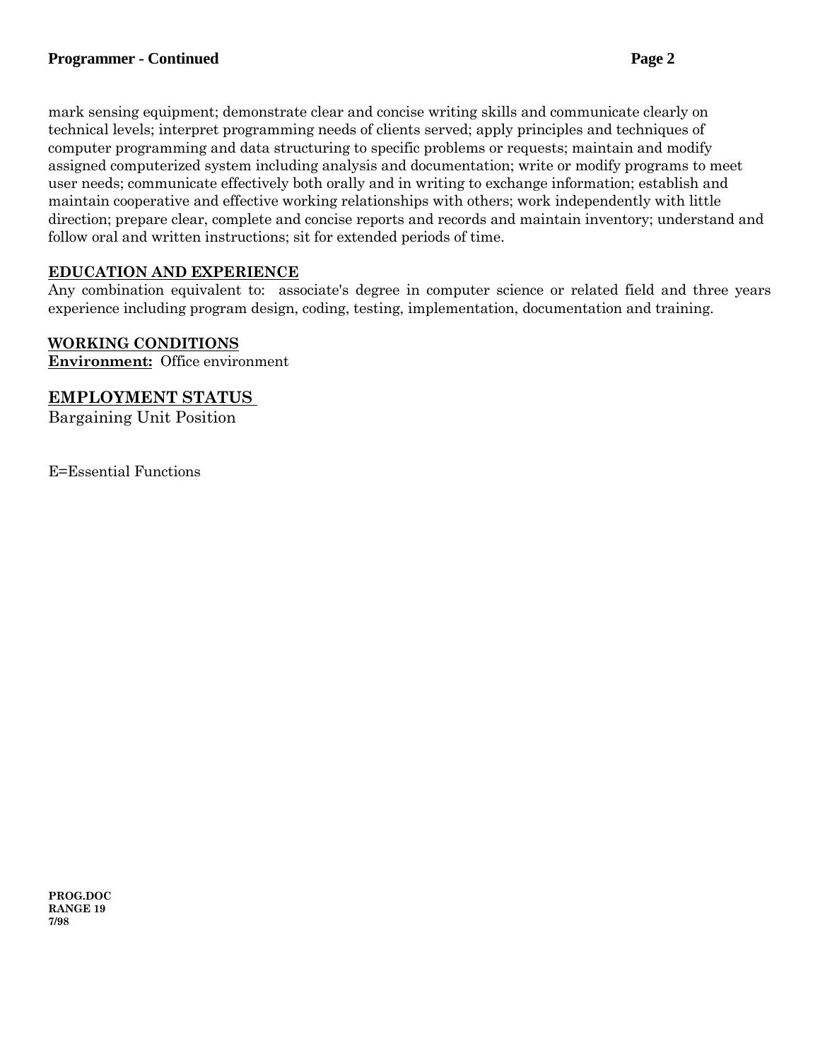mark sensing equipment; demonstrate clear and concise writing skills and communicate clearly on technical levels; interpret programming needs of clients served; apply principles and techniques of computer programming and data structuring to specific problems or requests; maintain and modify assigned computerized system including analysis and documentation; write or modify programs to meet user needs; communicate effectively both orally and in writing to exchange information; establish and maintain cooperative and effective working relationships with others; work independently with little direction; prepare clear, complete and concise reports and records and maintain inventory; understand and follow oral and written instructions; sit for extended periods of time.

## EDUCATION AND EXPERIENCE

Any combination equivalent to: associate's degree in computer science or related field and three years experience including program design, coding, testing, implementation, documentation and training.

## WORKING CONDITIONS

**Environment:** Office environment

## EMPLOYMENT STATUS

Bargaining Unit Position

E=Essential Functions

**PROG.DOC**
**RANGE 19**
**7/98**